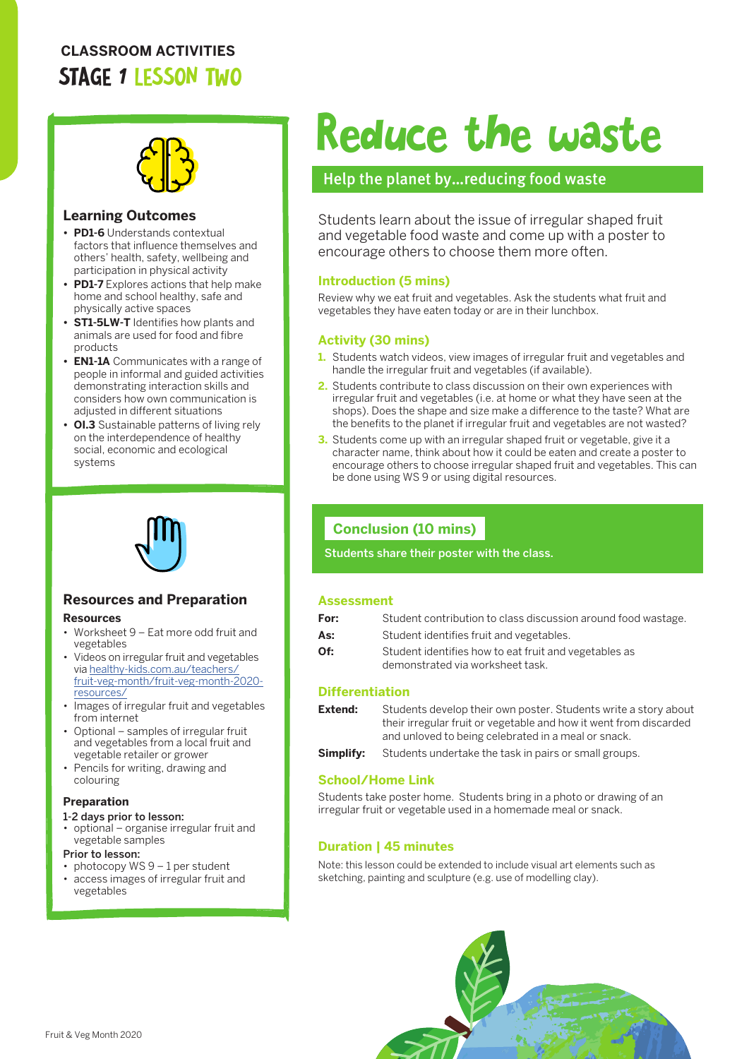**CLASSROOM ACTIVITIES**

## STAGE 1 LESSON TWO

# Reduce the waste

## Help the planet by...reducing food waste

Students learn about the issue of irregular shaped fruit and vegetable food waste and come up with a poster to encourage others to choose them more often.

### Introduction (5 mins)

Review why we eat fruit and vegetables. Ask the students what fruit and vegetables they have eaten today or are in their lunchbox.

### Activity (30 mins)

1. Students watch videos, view images of irregular fruit and vegetables and handle the irregular fruit and vegetables (if available).
2. Students contribute to class discussion on their own experiences with irregular fruit and vegetables (i.e. at home or what they have seen at the shops). Does the shape and size make a difference to the taste? What are the benefits to the planet if irregular fruit and vegetables are not wasted?
3. Students come up with an irregular shaped fruit or vegetable, give it a character name, think about how it could be eaten and create a poster to encourage others to choose irregular shaped fruit and vegetables. This can be done using WS 9 or using digital resources.

### Conclusion (10 mins)

**Students share their poster with the class.**

### Assessment

| | |
|---|---|
| **For:** | Student contribution to class discussion around food wastage. |
| **As:** | Student identifies fruit and vegetables. |
| **Of:** | Student identifies how to eat fruit and vegetables as demonstrated via worksheet task. |

### Differentiation

| | |
|---|---|
| **Extend:** | Students develop their own poster. Students write a story about their irregular fruit or vegetable and how it went from discarded and unloved to being celebrated in a meal or snack. |
| **Simplify:** | Students undertake the task in pairs or small groups. |

### School/Home Link

Students take poster home. Students bring in a photo or drawing of an irregular fruit or vegetable used in a homemade meal or snack.

### Duration | 45 minutes

Note: this lesson could be extended to include visual art elements such as sketching, painting and sculpture (e.g. use of modelling clay).

### Learning Outcomes

- **PD1-6** Understands contextual factors that influence themselves and others' health, safety, wellbeing and participation in physical activity
- **PD1-7** Explores actions that help make home and school healthy, safe and physically active spaces
- **ST1-5LW-T** Identifies how plants and animals are used for food and fibre products
- **EN1-1A** Communicates with a range of people in informal and guided activities demonstrating interaction skills and considers how own communication is adjusted in different situations
- **OI.3** Sustainable patterns of living rely on the interdependence of healthy social, economic and ecological systems

### Resources and Preparation

**Resources**

- Worksheet 9 – Eat more odd fruit and vegetables
- Videos on irregular fruit and vegetables via healthy-kids.com.au/teachers/fruit-veg-month/fruit-veg-month-2020-resources/
- Images of irregular fruit and vegetables from internet
- Optional – samples of irregular fruit and vegetables from a local fruit and vegetable retailer or grower
- Pencils for writing, drawing and colouring

**Preparation**

**1-2 days prior to lesson:**

- optional – organise irregular fruit and vegetable samples

**Prior to lesson:**

- photocopy WS 9 – 1 per student
- access images of irregular fruit and vegetables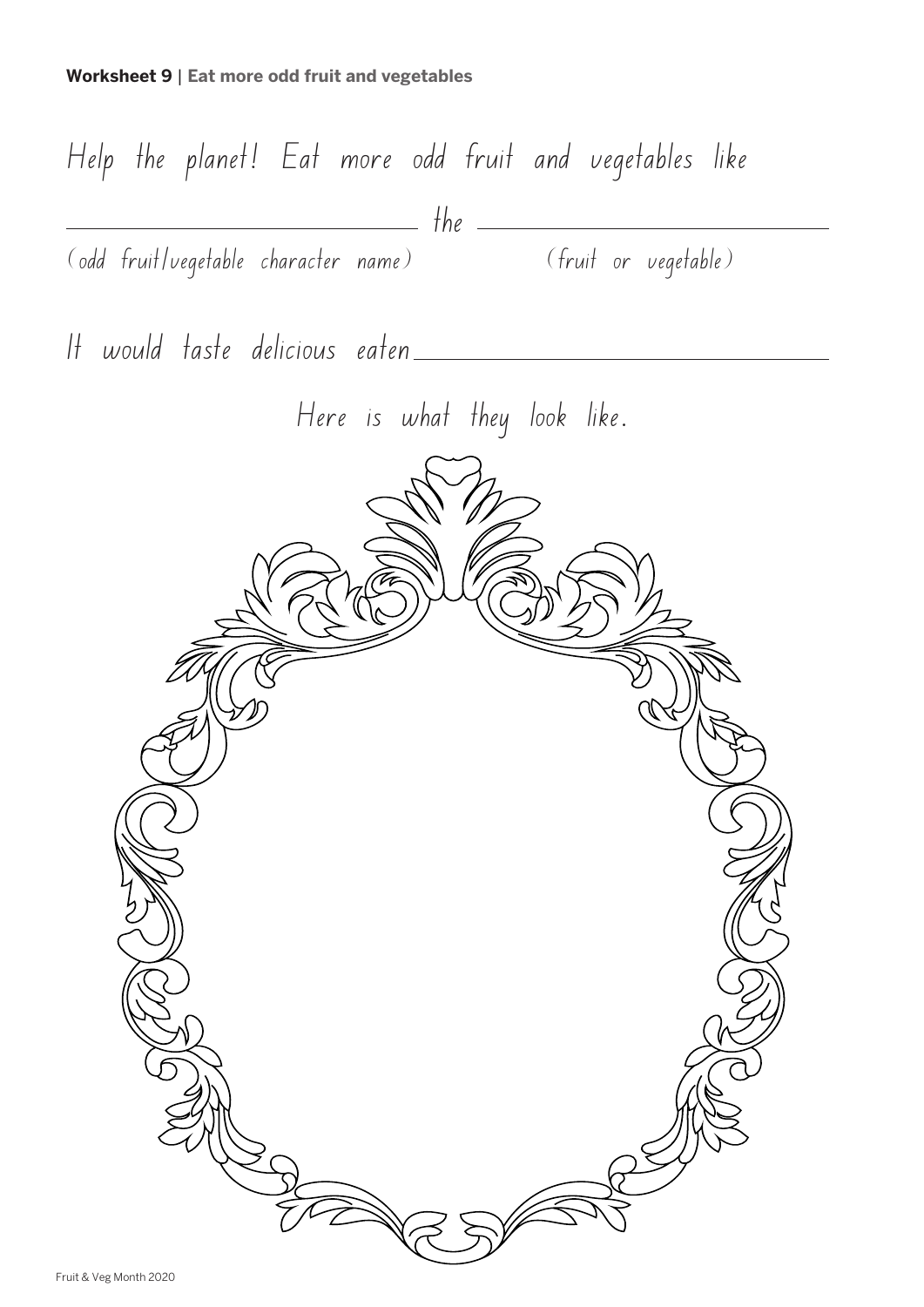**Worksheet 9** | **Eat more odd fruit and vegetables**

Help the planet! Eat more odd fruit and vegetables like

_______________________ the _______________________

(odd fruit/vegetable character name) (fruit or vegetable)

It would taste delicious eaten _______________________

Here is what they look like.